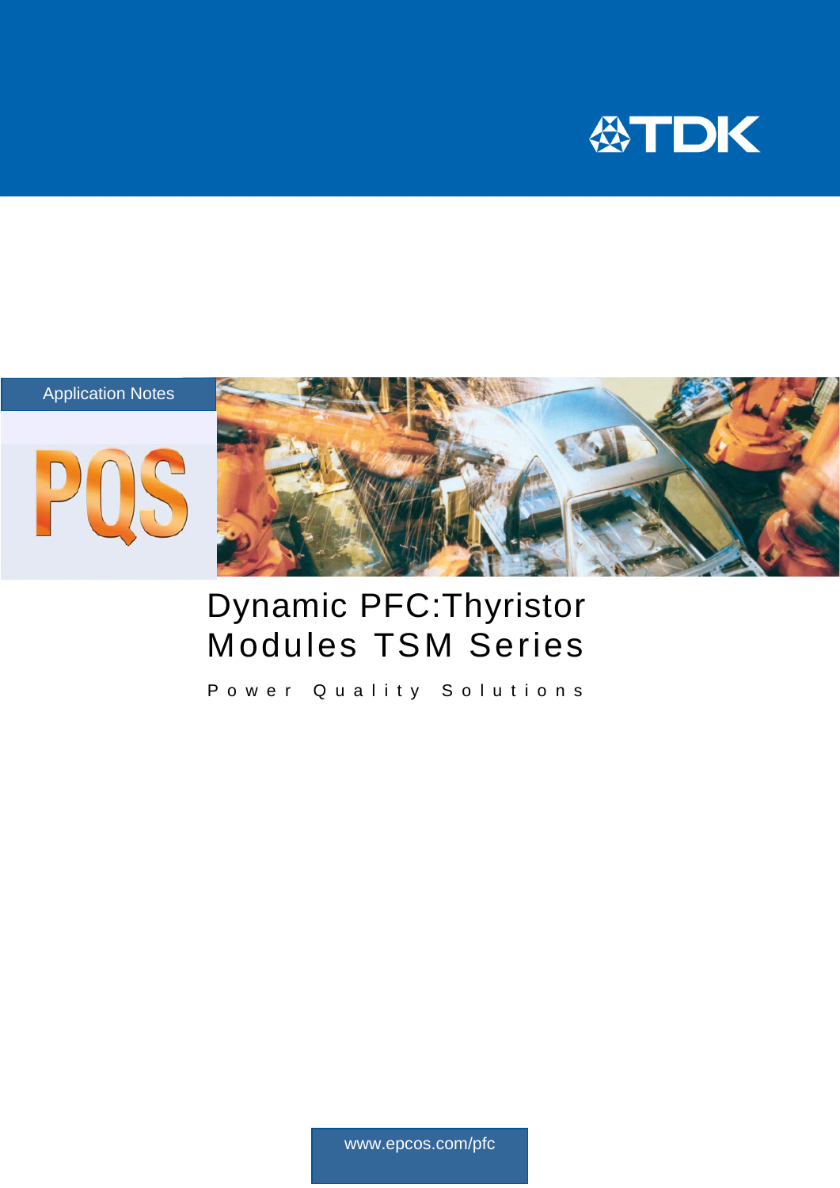TDK

Application Notes

PQS

# Dynamic PFC:Thyristor Modules TSM Series

Power Quality Solutions

www.epcos.com/pfc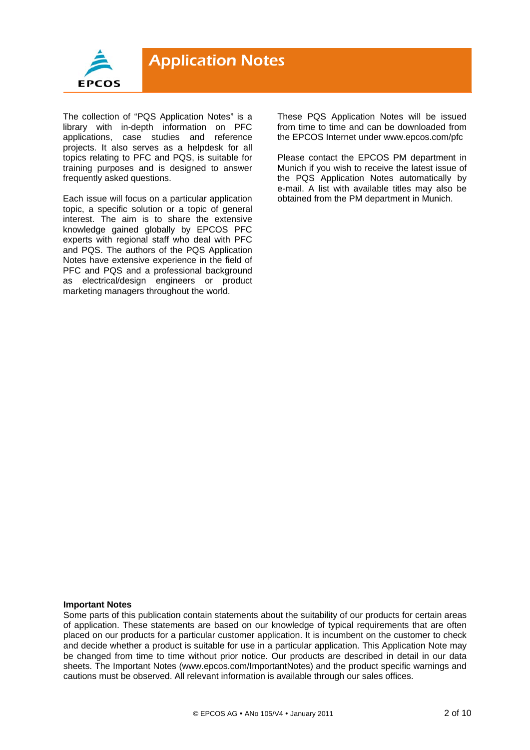# Application Notes

The collection of "PQS Application Notes" is a library with in-depth information on PFC applications, case studies and reference projects. It also serves as a helpdesk for all topics relating to PFC and PQS, is suitable for training purposes and is designed to answer frequently asked questions.

Each issue will focus on a particular application topic, a specific solution or a topic of general interest. The aim is to share the extensive knowledge gained globally by EPCOS PFC experts with regional staff who deal with PFC and PQS. The authors of the PQS Application Notes have extensive experience in the field of PFC and PQS and a professional background as electrical/design engineers or product marketing managers throughout the world.

These PQS Application Notes will be issued from time to time and can be downloaded from the EPCOS Internet under www.epcos.com/pfc

Please contact the EPCOS PM department in Munich if you wish to receive the latest issue of the PQS Application Notes automatically by e-mail. A list with available titles may also be obtained from the PM department in Munich.

**Important Notes**
Some parts of this publication contain statements about the suitability of our products for certain areas of application. These statements are based on our knowledge of typical requirements that are often placed on our products for a particular customer application. It is incumbent on the customer to check and decide whether a product is suitable for use in a particular application. This Application Note may be changed from time to time without prior notice. Our products are described in detail in our data sheets. The Important Notes (www.epcos.com/ImportantNotes) and the product specific warnings and cautions must be observed. All relevant information is available through our sales offices.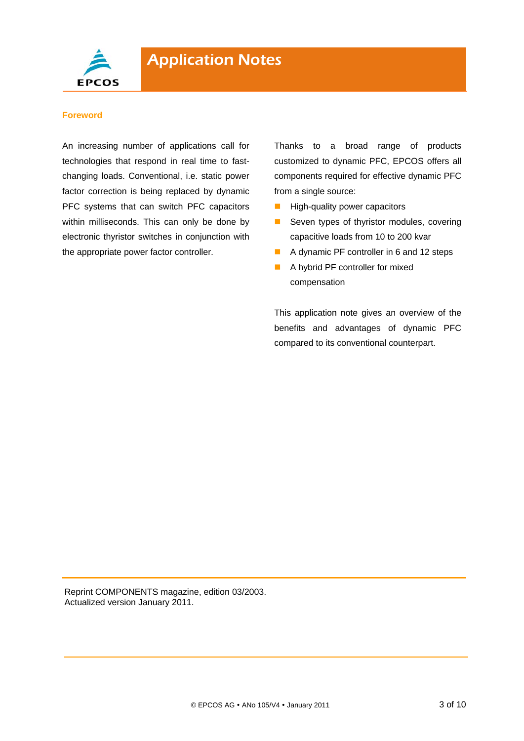## Foreword

An increasing number of applications call for technologies that respond in real time to fast-changing loads. Conventional, i.e. static power factor correction is being replaced by dynamic PFC systems that can switch PFC capacitors within milliseconds. This can only be done by electronic thyristor switches in conjunction with the appropriate power factor controller.

Thanks to a broad range of products customized to dynamic PFC, EPCOS offers all components required for effective dynamic PFC from a single source:

- High-quality power capacitors
- Seven types of thyristor modules, covering capacitive loads from 10 to 200 kvar
- A dynamic PF controller in 6 and 12 steps
- A hybrid PF controller for mixed compensation

This application note gives an overview of the benefits and advantages of dynamic PFC compared to its conventional counterpart.

Reprint COMPONENTS magazine, edition 03/2003.
Actualized version January 2011.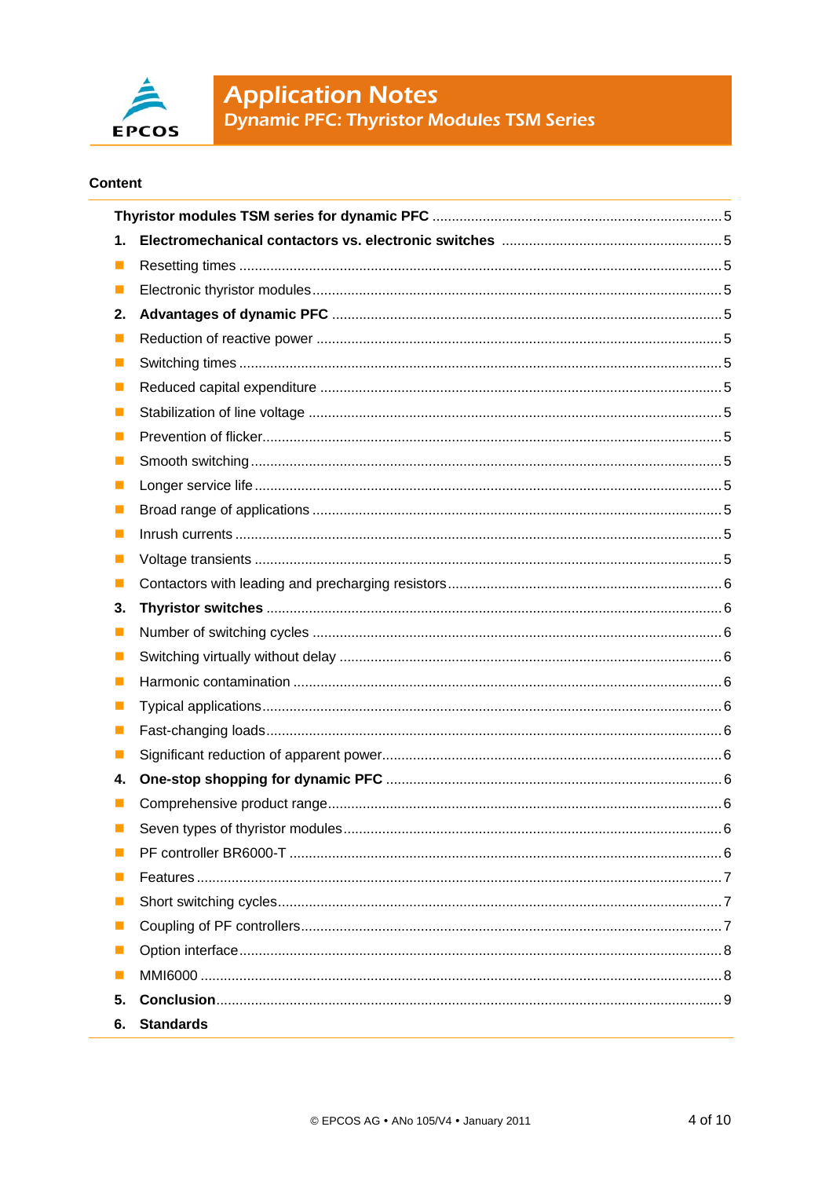## Content

| | | |
|---|---|---|
| **Thyristor modules TSM series for dynamic PFC** | | 5 |
| **1.** | **Electromechanical contactors vs. electronic switches** | 5 |
| ■ | Resetting times | 5 |
| ■ | Electronic thyristor modules | 5 |
| **2.** | **Advantages of dynamic PFC** | 5 |
| ■ | Reduction of reactive power | 5 |
| ■ | Switching times | 5 |
| ■ | Reduced capital expenditure | 5 |
| ■ | Stabilization of line voltage | 5 |
| ■ | Prevention of flicker | 5 |
| ■ | Smooth switching | 5 |
| ■ | Longer service life | 5 |
| ■ | Broad range of applications | 5 |
| ■ | Inrush currents | 5 |
| ■ | Voltage transients | 5 |
| ■ | Contactors with leading and precharging resistors | 6 |
| **3.** | **Thyristor switches** | 6 |
| ■ | Number of switching cycles | 6 |
| ■ | Switching virtually without delay | 6 |
| ■ | Harmonic contamination | 6 |
| ■ | Typical applications | 6 |
| ■ | Fast-changing loads | 6 |
| ■ | Significant reduction of apparent power | 6 |
| **4.** | **One-stop shopping for dynamic PFC** | 6 |
| ■ | Comprehensive product range | 6 |
| ■ | Seven types of thyristor modules | 6 |
| ■ | PF controller BR6000-T | 6 |
| ■ | Features | 7 |
| ■ | Short switching cycles | 7 |
| ■ | Coupling of PF controllers | 7 |
| ■ | Option interface | 8 |
| ■ | MMI6000 | 8 |
| **5.** | **Conclusion** | 9 |
| **6.** | **Standards** | |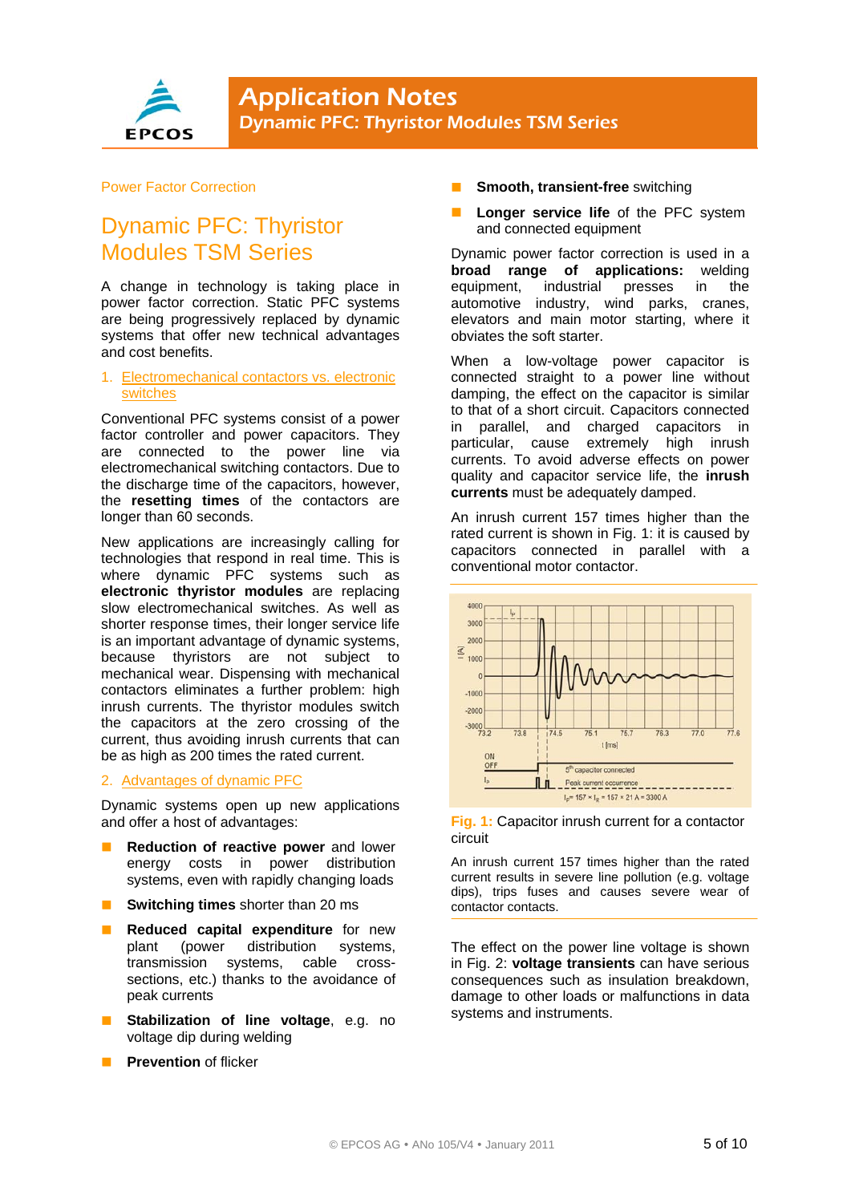Power Factor Correction

# Dynamic PFC: Thyristor Modules TSM Series

A change in technology is taking place in power factor correction. Static PFC systems are being progressively replaced by dynamic systems that offer new technical advantages and cost benefits.

## 1. Electromechanical contactors vs. electronic switches

Conventional PFC systems consist of a power factor controller and power capacitors. They are connected to the power line via electromechanical switching contactors. Due to the discharge time of the capacitors, however, the **resetting times** of the contactors are longer than 60 seconds.

New applications are increasingly calling for technologies that respond in real time. This is where dynamic PFC systems such as **electronic thyristor modules** are replacing slow electromechanical switches. As well as shorter response times, their longer service life is an important advantage of dynamic systems, because thyristors are not subject to mechanical wear. Dispensing with mechanical contactors eliminates a further problem: high inrush currents. The thyristor modules switch the capacitors at the zero crossing of the current, thus avoiding inrush currents that can be as high as 200 times the rated current.

## 2. Advantages of dynamic PFC

Dynamic systems open up new applications and offer a host of advantages:

- **Reduction of reactive power** and lower energy costs in power distribution systems, even with rapidly changing loads
- **Switching times** shorter than 20 ms
- **Reduced capital expenditure** for new plant (power distribution systems, transmission systems, cable cross-sections, etc.) thanks to the avoidance of peak currents
- **Stabilization of line voltage**, e.g. no voltage dip during welding
- **Prevention** of flicker
- **Smooth, transient-free** switching
- **Longer service life** of the PFC system and connected equipment

Dynamic power factor correction is used in a **broad range of applications:** welding equipment, industrial presses in the automotive industry, wind parks, cranes, elevators and main motor starting, where it obviates the soft starter.

When a low-voltage power capacitor is connected straight to a power line without damping, the effect on the capacitor is similar to that of a short circuit. Capacitors connected in parallel, and charged capacitors in particular, cause extremely high inrush currents. To avoid adverse effects on power quality and capacitor service life, the **inrush currents** must be adequately damped.

An inrush current 157 times higher than the rated current is shown in Fig. 1: it is caused by capacitors connected in parallel with a conventional motor contactor.

**Fig. 1:** Capacitor inrush current for a contactor circuit

An inrush current 157 times higher than the rated current results in severe line pollution (e.g. voltage dips), trips fuses and causes severe wear of contactor contacts.

The effect on the power line voltage is shown in Fig. 2: **voltage transients** can have serious consequences such as insulation breakdown, damage to other loads or malfunctions in data systems and instruments.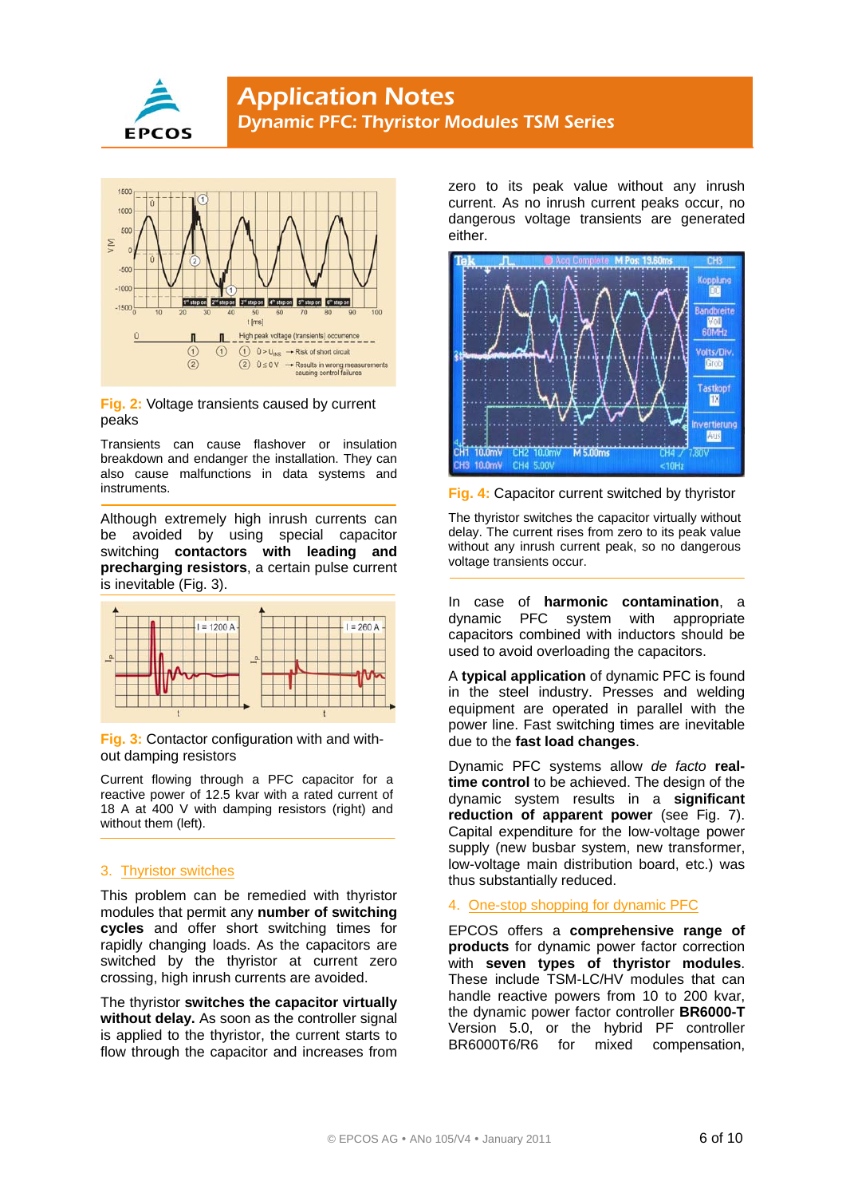Fig. 2: Voltage transients caused by current peaks

Transients can cause flashover or insulation breakdown and endanger the installation. They can also cause malfunctions in data systems and instruments.

Although extremely high inrush currents can be avoided by using special capacitor switching **contactors with leading and precharging resistors**, a certain pulse current is inevitable (Fig. 3).

Fig. 3: Contactor configuration with and without damping resistors

Current flowing through a PFC capacitor for a reactive power of 12.5 kvar with a rated current of 18 A at 400 V with damping resistors (right) and without them (left).

## 3. Thyristor switches

This problem can be remedied with thyristor modules that permit any **number of switching cycles** and offer short switching times for rapidly changing loads. As the capacitors are switched by the thyristor at current zero crossing, high inrush currents are avoided.

The thyristor **switches the capacitor virtually without delay.** As soon as the controller signal is applied to the thyristor, the current starts to flow through the capacitor and increases from zero to its peak value without any inrush current. As no inrush current peaks occur, no dangerous voltage transients are generated either.

Fig. 4: Capacitor current switched by thyristor

The thyristor switches the capacitor virtually without delay. The current rises from zero to its peak value without any inrush current peak, so no dangerous voltage transients occur.

In case of **harmonic contamination**, a dynamic PFC system with appropriate capacitors combined with inductors should be used to avoid overloading the capacitors.

A **typical application** of dynamic PFC is found in the steel industry. Presses and welding equipment are operated in parallel with the power line. Fast switching times are inevitable due to the **fast load changes**.

Dynamic PFC systems allow *de facto* **real-time control** to be achieved. The design of the dynamic system results in a **significant reduction of apparent power** (see Fig. 7). Capital expenditure for the low-voltage power supply (new busbar system, new transformer, low-voltage main distribution board, etc.) was thus substantially reduced.

## 4. One-stop shopping for dynamic PFC

EPCOS offers a **comprehensive range of products** for dynamic power factor correction with **seven types of thyristor modules**. These include TSM-LC/HV modules that can handle reactive powers from 10 to 200 kvar, the dynamic power factor controller **BR6000-T** Version 5.0, or the hybrid PF controller BR6000T6/R6 for mixed compensation,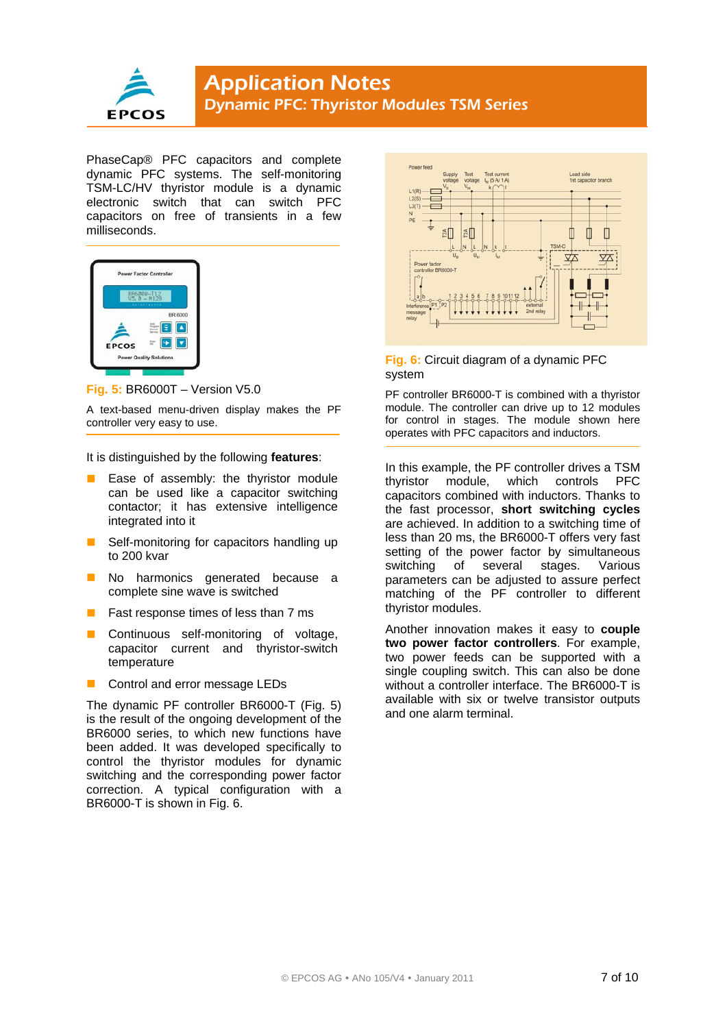PhaseCap® PFC capacitors and complete dynamic PFC systems. The self-monitoring TSM-LC/HV thyristor module is a dynamic electronic switch that can switch PFC capacitors on free of transients in a few milliseconds.

**Fig. 5:** BR6000T – Version V5.0

A text-based menu-driven display makes the PF controller very easy to use.

It is distinguished by the following **features**:

- Ease of assembly: the thyristor module can be used like a capacitor switching contactor; it has extensive intelligence integrated into it
- Self-monitoring for capacitors handling up to 200 kvar
- No harmonics generated because a complete sine wave is switched
- Fast response times of less than 7 ms
- Continuous self-monitoring of voltage, capacitor current and thyristor-switch temperature
- Control and error message LEDs

The dynamic PF controller BR6000-T (Fig. 5) is the result of the ongoing development of the BR6000 series, to which new functions have been added. It was developed specifically to control the thyristor modules for dynamic switching and the corresponding power factor correction. A typical configuration with a BR6000-T is shown in Fig. 6.

**Fig. 6:** Circuit diagram of a dynamic PFC system

PF controller BR6000-T is combined with a thyristor module. The controller can drive up to 12 modules for control in stages. The module shown here operates with PFC capacitors and inductors.

In this example, the PF controller drives a TSM thyristor module, which controls PFC capacitors combined with inductors. Thanks to the fast processor, **short switching cycles** are achieved. In addition to a switching time of less than 20 ms, the BR6000-T offers very fast setting of the power factor by simultaneous switching of several stages. Various parameters can be adjusted to assure perfect matching of the PF controller to different thyristor modules.

Another innovation makes it easy to **couple two power factor controllers**. For example, two power feeds can be supported with a single coupling switch. This can also be done without a controller interface. The BR6000-T is available with six or twelve transistor outputs and one alarm terminal.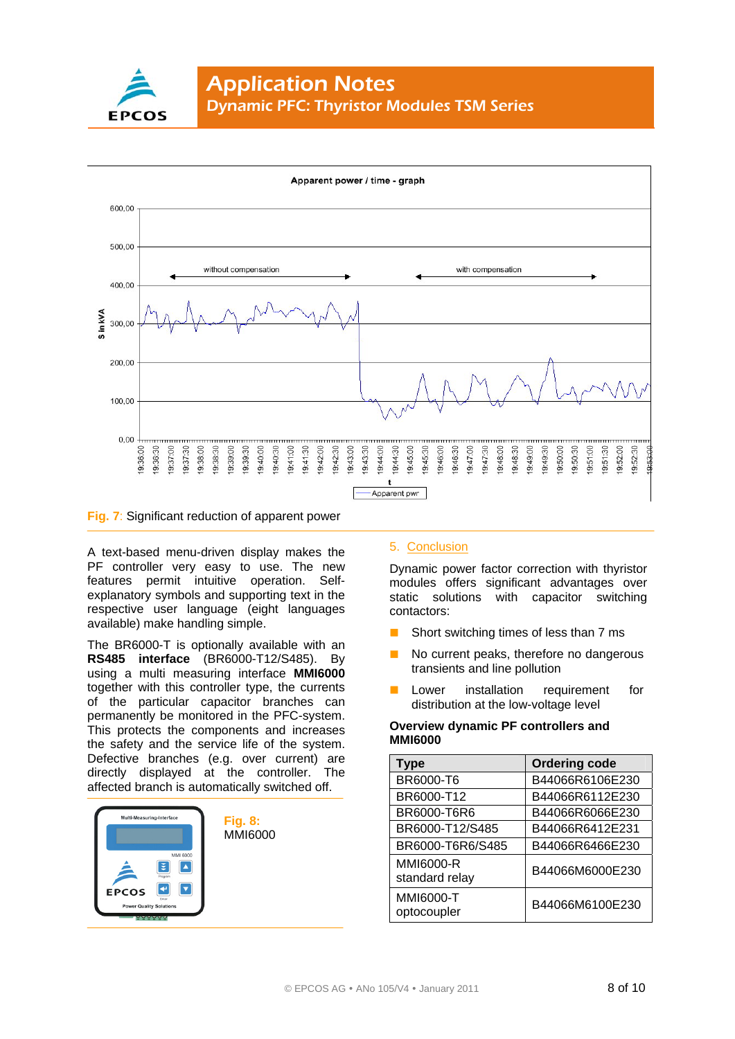Fig. 7: Significant reduction of apparent power

A text-based menu-driven display makes the PF controller very easy to use. The new features permit intuitive operation. Self-explanatory symbols and supporting text in the respective user language (eight languages available) make handling simple.

The BR6000-T is optionally available with an **RS485 interface** (BR6000-T12/S485). By using a multi measuring interface **MMI6000** together with this controller type, the currents of the particular capacitor branches can permanently be monitored in the PFC-system. This protects the components and increases the safety and the service life of the system. Defective branches (e.g. over current) are directly displayed at the controller. The affected branch is automatically switched off.

Fig. 8: MMI6000

## 5. Conclusion

Dynamic power factor correction with thyristor modules offers significant advantages over static solutions with capacitor switching contactors:

- Short switching times of less than 7 ms
- No current peaks, therefore no dangerous transients and line pollution
- Lower installation requirement for distribution at the low-voltage level

**Overview dynamic PF controllers and MMI6000**

| Type | Ordering code |
|---|---|
| BR6000-T6 | B44066R6106E230 |
| BR6000-T12 | B44066R6112E230 |
| BR6000-T6R6 | B44066R6066E230 |
| BR6000-T12/S485 | B44066R6412E231 |
| BR6000-T6R6/S485 | B44066R6466E230 |
| MMI6000-R standard relay | B44066M6000E230 |
| MMI6000-T optocoupler | B44066M6100E230 |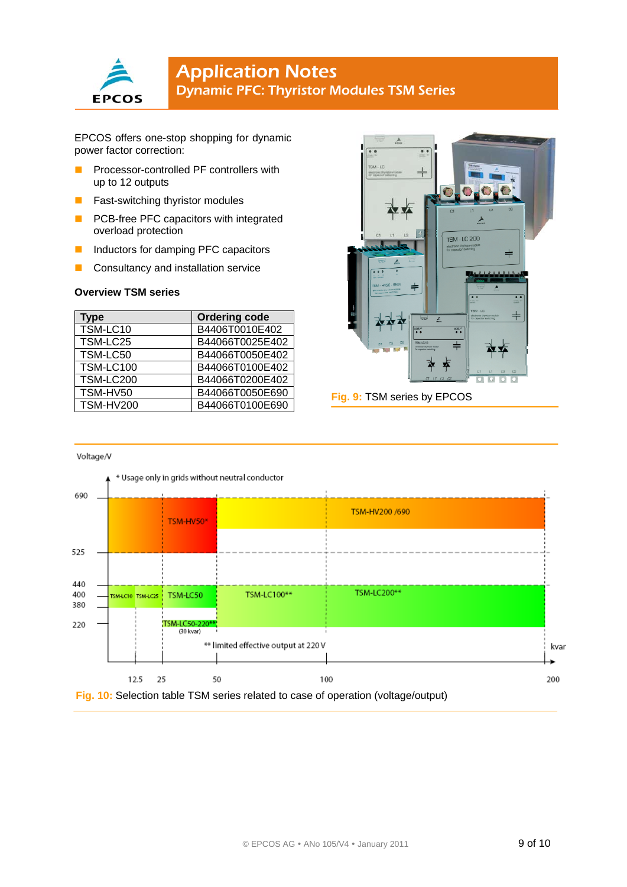EPCOS offers one-stop shopping for dynamic power factor correction:

- Processor-controlled PF controllers with up to 12 outputs
- Fast-switching thyristor modules
- PCB-free PFC capacitors with integrated overload protection
- Inductors for damping PFC capacitors
- Consultancy and installation service

**Overview TSM series**

| Type | Ordering code |
|---|---|
| TSM-LC10 | B4406T0010E402 |
| TSM-LC25 | B44066T0025E402 |
| TSM-LC50 | B44066T0050E402 |
| TSM-LC100 | B44066T0100E402 |
| TSM-LC200 | B44066T0200E402 |
| TSM-HV50 | B44066T0050E690 |
| TSM-HV200 | B44066T0100E690 |

**Fig. 9:** TSM series by EPCOS

Voltage/V

\* Usage only in grids without neutral conductor

690, 525, 440, 400, 380, 220

TSM-HV50\*, TSM-HV200 /690, TSM-LC10, TSM-LC25, TSM-LC50, TSM-LC100\*\*, TSM-LC200\*\*, TSM-LC50-220\*\* (30 kvar)

\*\* limited effective output at 220 V

kvar: 12.5, 25, 50, 100, 200

**Fig. 10:** Selection table TSM series related to case of operation (voltage/output)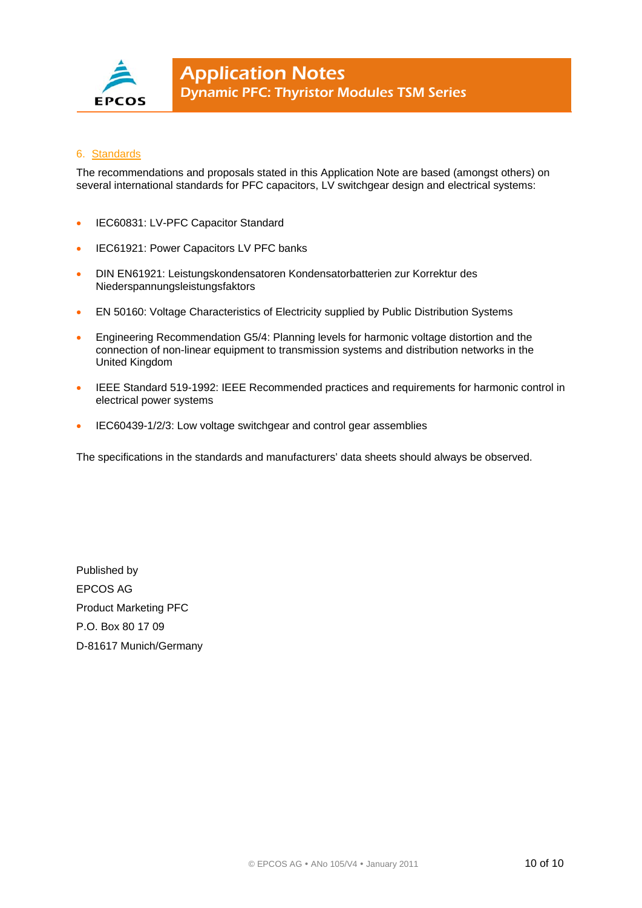## 6. Standards

The recommendations and proposals stated in this Application Note are based (amongst others) on several international standards for PFC capacitors, LV switchgear design and electrical systems:

- IEC60831: LV-PFC Capacitor Standard
- IEC61921: Power Capacitors LV PFC banks
- DIN EN61921: Leistungskondensatoren Kondensatorbatterien zur Korrektur des Niederspannungsleistungsfaktors
- EN 50160: Voltage Characteristics of Electricity supplied by Public Distribution Systems
- Engineering Recommendation G5/4: Planning levels for harmonic voltage distortion and the connection of non-linear equipment to transmission systems and distribution networks in the United Kingdom
- IEEE Standard 519-1992: IEEE Recommended practices and requirements for harmonic control in electrical power systems
- IEC60439-1/2/3: Low voltage switchgear and control gear assemblies

The specifications in the standards and manufacturers' data sheets should always be observed.

Published by
EPCOS AG
Product Marketing PFC
P.O. Box 80 17 09
D-81617 Munich/Germany